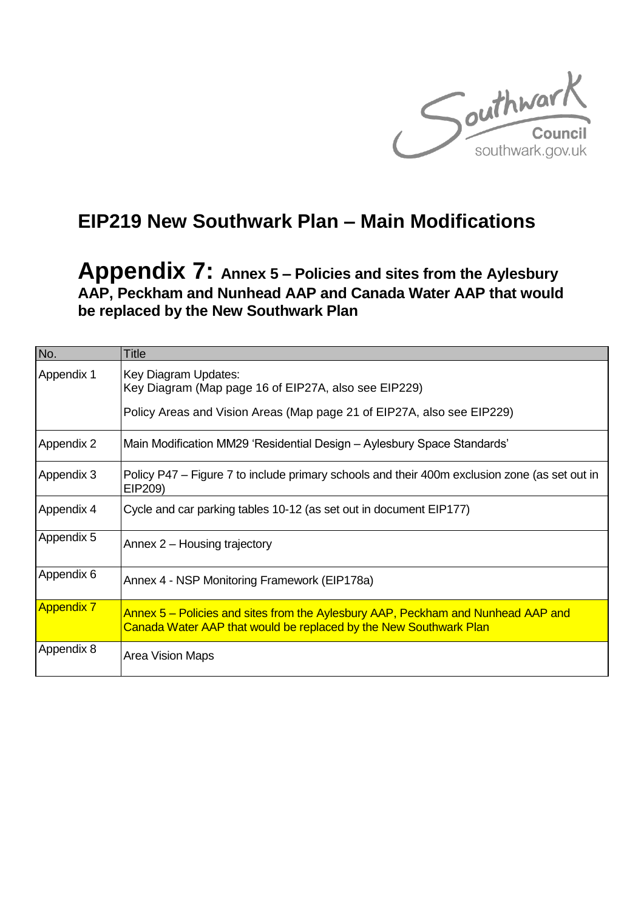# EIP219 New Southwark Plan – Main Modifications

## Appendix 7: Annex 5 – Policies and sites from the Aylesbury AAP, Peckham and Nunhead AAP and Canada Water AAP that would be replaced by the New Southwark Plan

| No. | Title |
|---|---|
| Appendix 1 | Key Diagram Updates:<br>Key Diagram (Map page 16 of EIP27A, also see EIP229)<br>Policy Areas and Vision Areas (Map page 21 of EIP27A, also see EIP229) |
| Appendix 2 | Main Modification MM29 'Residential Design – Aylesbury Space Standards' |
| Appendix 3 | Policy P47 – Figure 7 to include primary schools and their 400m exclusion zone (as set out in EIP209) |
| Appendix 4 | Cycle and car parking tables 10-12 (as set out in document EIP177) |
| Appendix 5 | Annex 2 – Housing trajectory |
| Appendix 6 | Annex 4 - NSP Monitoring Framework (EIP178a) |
| Appendix 7 | Annex 5 – Policies and sites from the Aylesbury AAP, Peckham and Nunhead AAP and Canada Water AAP that would be replaced by the New Southwark Plan |
| Appendix 8 | Area Vision Maps |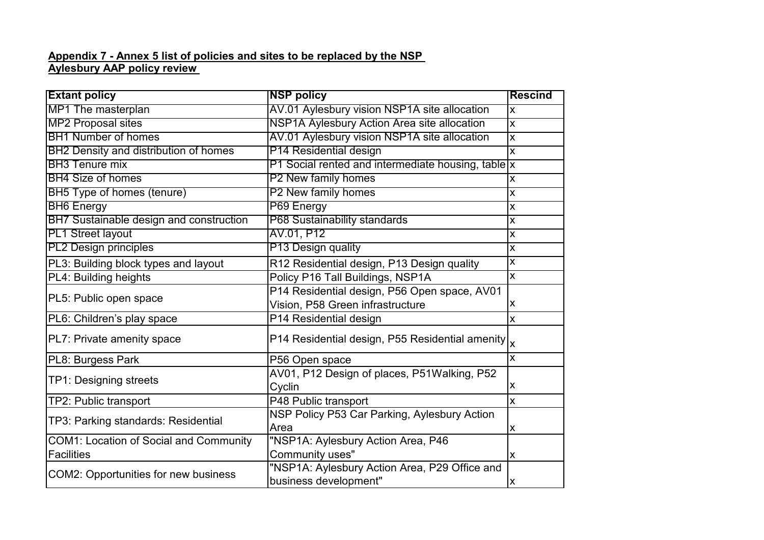**Appendix 7 - Annex 5 list of policies and sites to be replaced by the NSP**
**Aylesbury AAP policy review**

| Extant policy | NSP policy | Rescind |
|---|---|---|
| MP1 The masterplan | AV.01 Aylesbury vision NSP1A site allocation | x |
| MP2 Proposal sites | NSP1A Aylesbury Action Area site allocation | x |
| BH1 Number of homes | AV.01 Aylesbury vision NSP1A site allocation | x |
| BH2 Density and distribution of homes | P14 Residential design | x |
| BH3 Tenure mix | P1 Social rented and intermediate housing, table | x |
| BH4 Size of homes | P2 New family homes | x |
| BH5 Type of homes (tenure) | P2 New family homes | x |
| BH6 Energy | P69 Energy | x |
| BH7 Sustainable design and construction | P68 Sustainability standards | x |
| PL1 Street layout | AV.01, P12 | x |
| PL2 Design principles | P13 Design quality | x |
| PL3: Building block types and layout | R12 Residential design, P13 Design quality | x |
| PL4: Building heights | Policy P16 Tall Buildings, NSP1A | x |
| PL5: Public open space | P14 Residential design, P56 Open space, AV01 Vision, P58 Green infrastructure | x |
| PL6: Children's play space | P14 Residential design | x |
| PL7: Private amenity space | P14 Residential design, P55 Residential amenity | x |
| PL8: Burgess Park | P56 Open space | x |
| TP1: Designing streets | AV01, P12 Design of places, P51Walking, P52 Cyclin | x |
| TP2: Public transport | P48 Public transport | x |
| TP3: Parking standards: Residential | NSP Policy P53 Car Parking, Aylesbury Action Area | x |
| COM1: Location of Social and Community Facilities | "NSP1A: Aylesbury Action Area, P46 Community uses" | x |
| COM2: Opportunities for new business | "NSP1A: Aylesbury Action Area, P29 Office and business development" | x |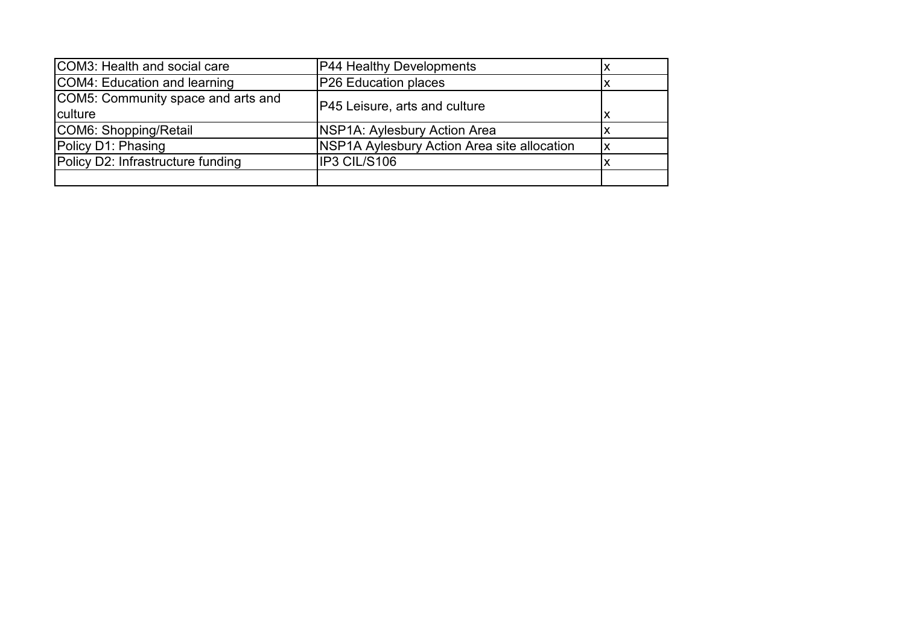| COM3: Health and social care | P44 Healthy Developments | x |
|---|---|---|
| COM4: Education and learning | P26 Education places | x |
| COM5: Community space and arts and culture | P45 Leisure, arts and culture | x |
| COM6: Shopping/Retail | NSP1A: Aylesbury Action Area | x |
| Policy D1: Phasing | NSP1A Aylesbury Action Area site allocation | x |
| Policy D2: Infrastructure funding | IP3 CIL/S106 | x |
| | | |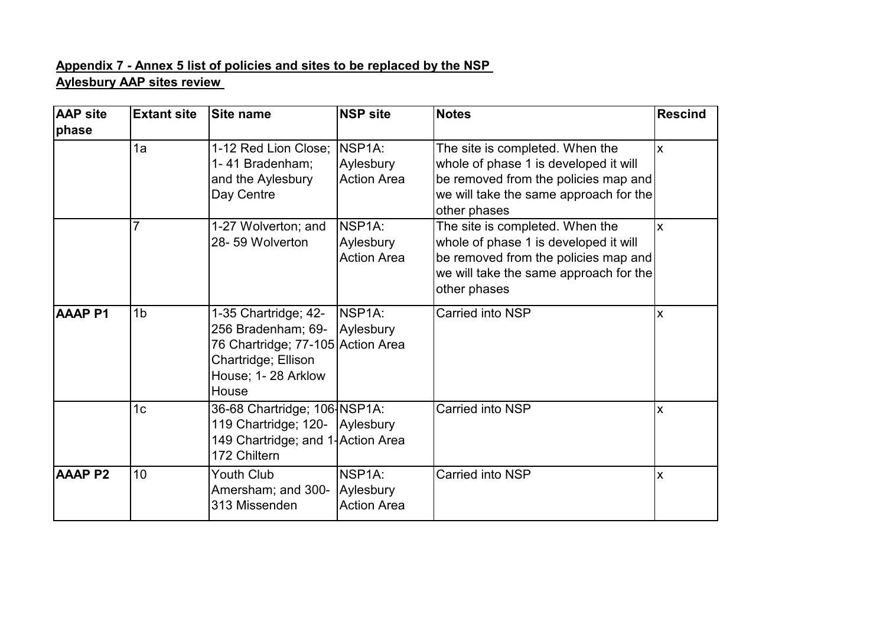**Appendix 7 - Annex 5 list of policies and sites to be replaced by the NSP**
**Aylesbury AAP sites review**

| AAP site phase | Extant site | Site name | NSP site | Notes | Rescind |
|---|---|---|---|---|---|
| | 1a | 1-12 Red Lion Close; 1- 41 Bradenham; and the Aylesbury Day Centre | NSP1A: Aylesbury Action Area | The site is completed. When the whole of phase 1 is developed it will be removed from the policies map and we will take the same approach for the other phases | x |
| | 7 | 1-27 Wolverton; and 28- 59 Wolverton | NSP1A: Aylesbury Action Area | The site is completed. When the whole of phase 1 is developed it will be removed from the policies map and we will take the same approach for the other phases | x |
| **AAAP P1** | 1b | 1-35 Chartridge; 42-256 Bradenham; 69-76 Chartridge; 77-105 Chartridge; Ellison House; 1- 28 Arklow House | NSP1A: Aylesbury Action Area | Carried into NSP | x |
| | 1c | 36-68 Chartridge; 106-119 Chartridge; 120-149 Chartridge; and 1-172 Chiltern | NSP1A: Aylesbury Action Area | Carried into NSP | x |
| **AAAP P2** | 10 | Youth Club Amersham; and 300-313 Missenden | NSP1A: Aylesbury Action Area | Carried into NSP | x |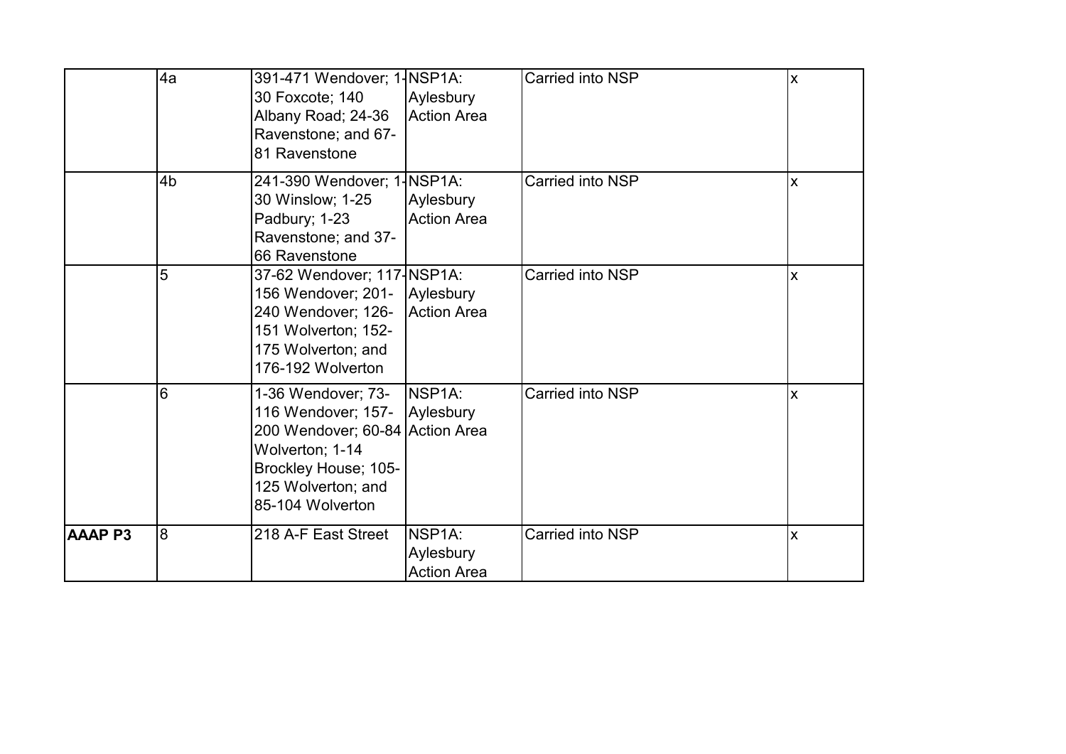| | | | | | |
|---|---|---|---|---|---|
| | 4a | 391-471 Wendover; 1-30 Foxcote; 140 Albany Road; 24-36 Ravenstone; and 67-81 Ravenstone | NSP1A: Aylesbury Action Area | Carried into NSP | x |
| | 4b | 241-390 Wendover; 1-30 Winslow; 1-25 Padbury; 1-23 Ravenstone; and 37-66 Ravenstone | NSP1A: Aylesbury Action Area | Carried into NSP | x |
| | 5 | 37-62 Wendover; 117-156 Wendover; 201-240 Wendover; 126-151 Wolverton; 152-175 Wolverton; and 176-192 Wolverton | NSP1A: Aylesbury Action Area | Carried into NSP | x |
| | 6 | 1-36 Wendover; 73-116 Wendover; 157-200 Wendover; 60-84 Wolverton; 1-14 Brockley House; 105-125 Wolverton; and 85-104 Wolverton | NSP1A: Aylesbury Action Area | Carried into NSP | x |
| **AAAP P3** | 8 | 218 A-F East Street | NSP1A: Aylesbury Action Area | Carried into NSP | x |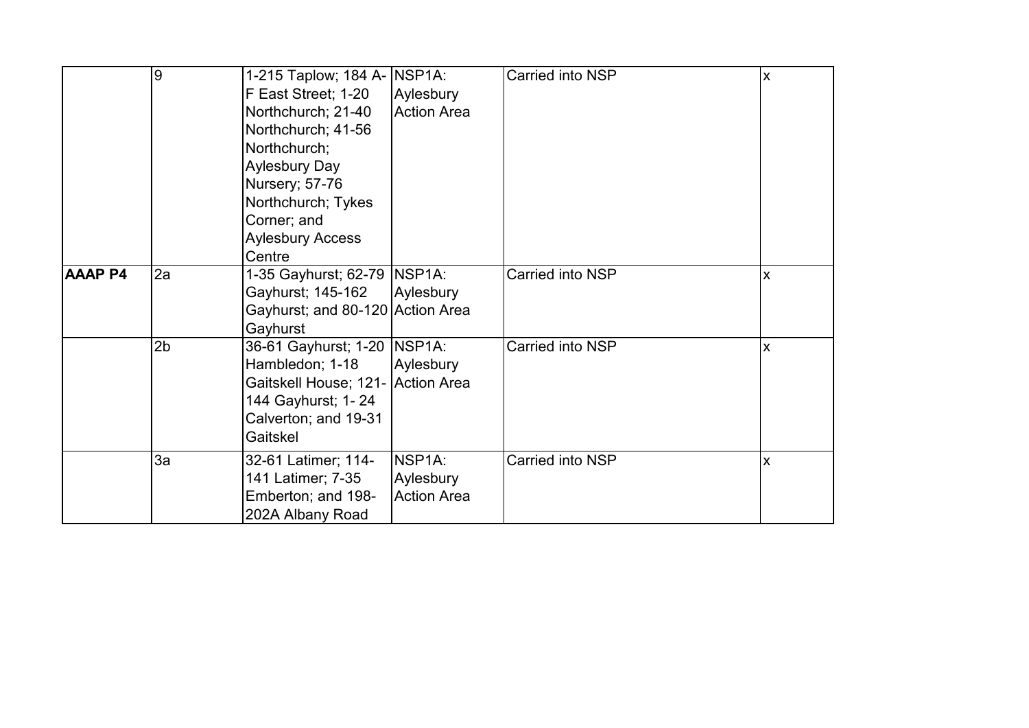| | | | | | |
|---|---|---|---|---|---|
| | 9 | 1-215 Taplow; 184 A-F East Street; 1-20 Northchurch; 21-40 Northchurch; 41-56 Northchurch; Aylesbury Day Nursery; 57-76 Northchurch; Tykes Corner; and Aylesbury Access Centre | NSP1A: Aylesbury Action Area | Carried into NSP | x |
| **AAAP P4** | 2a | 1-35 Gayhurst; 62-79 Gayhurst; 145-162 Gayhurst; and 80-120 Gayhurst | NSP1A: Aylesbury Action Area | Carried into NSP | x |
| | 2b | 36-61 Gayhurst; 1-20 Hambledon; 1-18 Gaitskell House; 121-144 Gayhurst; 1- 24 Calverton; and 19-31 Gaitskel | NSP1A: Aylesbury Action Area | Carried into NSP | x |
| | 3a | 32-61 Latimer; 114-141 Latimer; 7-35 Emberton; and 198-202A Albany Road | NSP1A: Aylesbury Action Area | Carried into NSP | x |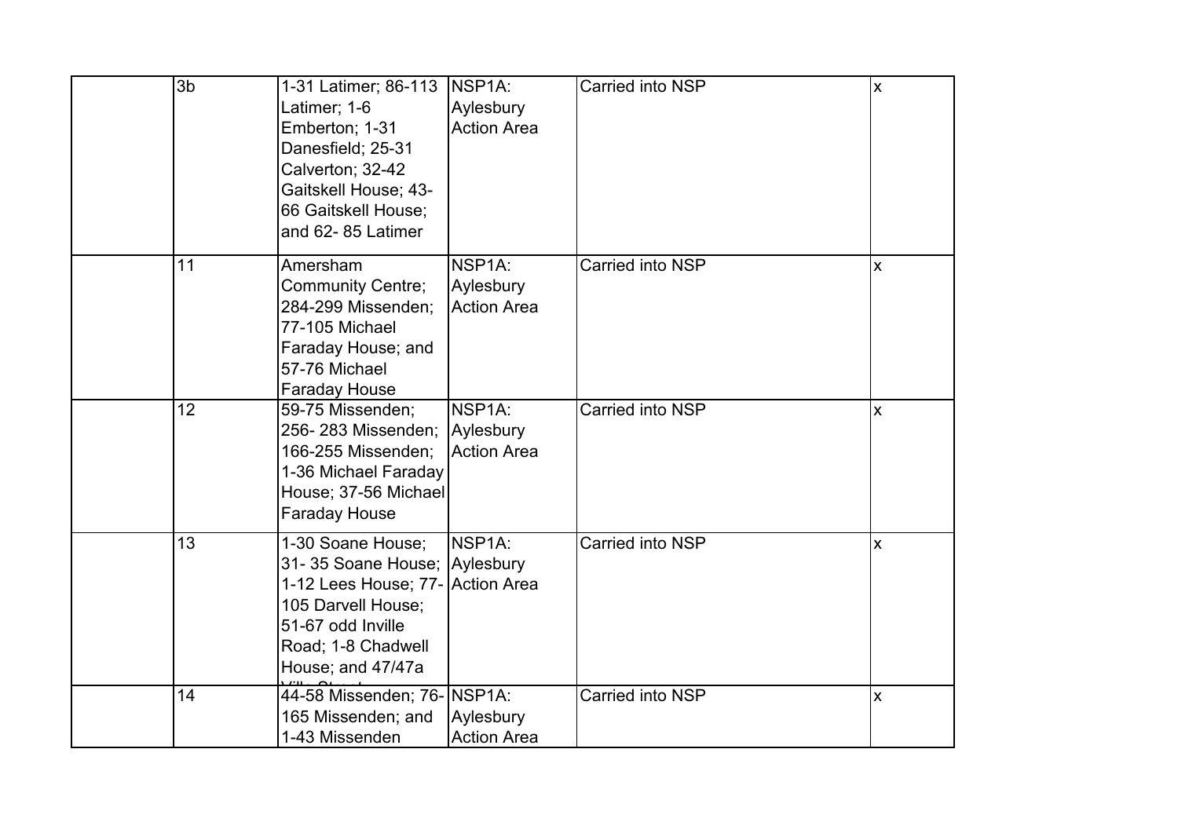| | | | | | |
|---|---|---|---|---|---|
| | 3b | 1-31 Latimer; 86-113 Latimer; 1-6 Emberton; 1-31 Danesfield; 25-31 Calverton; 32-42 Gaitskell House; 43-66 Gaitskell House; and 62- 85 Latimer | NSP1A: Aylesbury Action Area | Carried into NSP | x |
| | 11 | Amersham Community Centre; 284-299 Missenden; 77-105 Michael Faraday House; and 57-76 Michael Faraday House | NSP1A: Aylesbury Action Area | Carried into NSP | x |
| | 12 | 59-75 Missenden; 256- 283 Missenden; 166-255 Missenden; 1-36 Michael Faraday House; 37-56 Michael Faraday House | NSP1A: Aylesbury Action Area | Carried into NSP | x |
| | 13 | 1-30 Soane House; 31- 35 Soane House; 1-12 Lees House; 77-105 Darvell House; 51-67 odd Inville Road; 1-8 Chadwell House; and 47/47a Villa Street | NSP1A: Aylesbury Action Area | Carried into NSP | x |
| | 14 | 44-58 Missenden; 76-165 Missenden; and 1-43 Missenden | NSP1A: Aylesbury Action Area | Carried into NSP | x |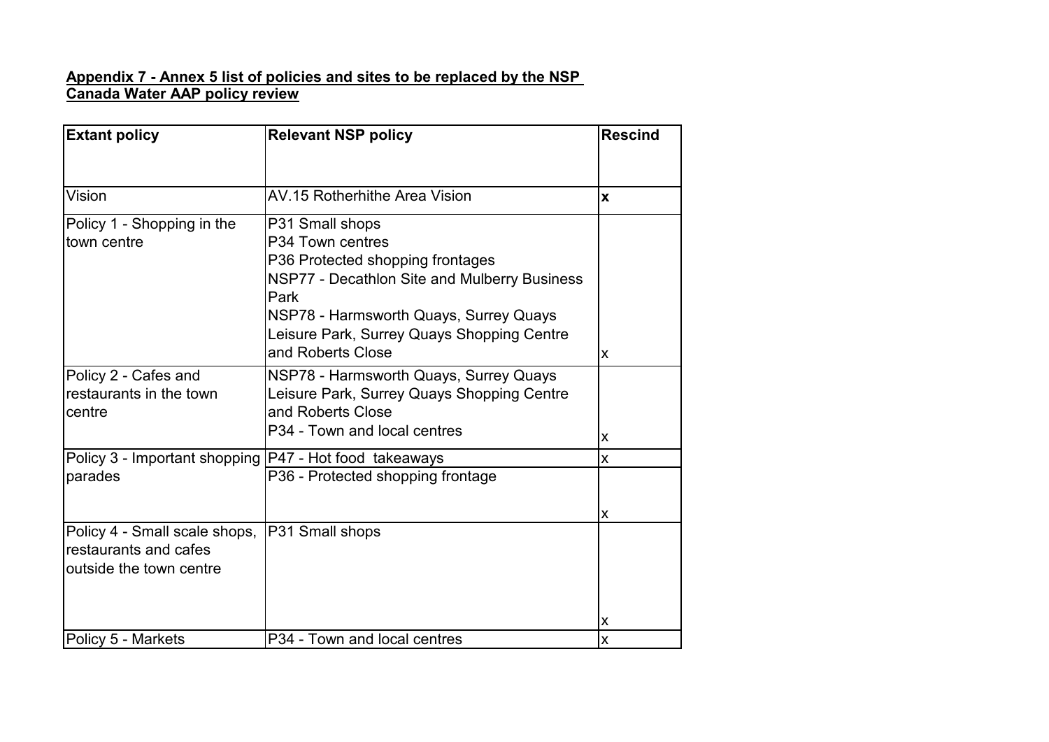**Appendix 7 - Annex 5 list of policies and sites to be replaced by the NSP**
**Canada Water AAP policy review**

| Extant policy | Relevant NSP policy | Rescind |
|---|---|---|
| Vision | AV.15 Rotherhithe Area Vision | **x** |
| Policy 1 - Shopping in the town centre | P31 Small shops<br>P34 Town centres<br>P36 Protected shopping frontages<br>NSP77 - Decathlon Site and Mulberry Business Park<br>NSP78 - Harmsworth Quays, Surrey Quays Leisure Park, Surrey Quays Shopping Centre and Roberts Close | x |
| Policy 2 - Cafes and restaurants in the town centre | NSP78 - Harmsworth Quays, Surrey Quays Leisure Park, Surrey Quays Shopping Centre and Roberts Close<br>P34 - Town and local centres | x |
| Policy 3 - Important shopping parades | P47 - Hot food takeaways | x |
| | P36 - Protected shopping frontage | x |
| Policy 4 - Small scale shops, restaurants and cafes outside the town centre | P31 Small shops | x |
| Policy 5 - Markets | P34 - Town and local centres | x |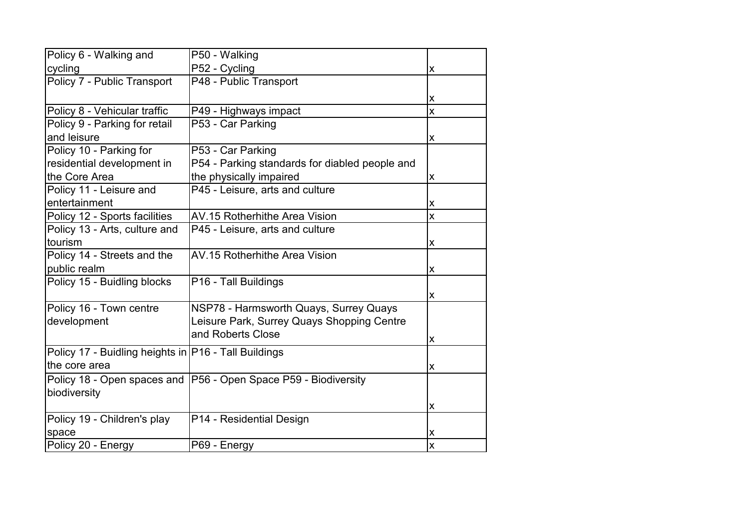| | | |
|---|---|---|
| Policy 6 - Walking and cycling | P50 - Walking<br>P52 - Cycling | x |
| Policy 7 - Public Transport | P48 - Public Transport | x |
| Policy 8 - Vehicular traffic | P49 - Highways impact | x |
| Policy 9 - Parking for retail and leisure | P53 - Car Parking | x |
| Policy 10 - Parking for residential development in the Core Area | P53 - Car Parking<br>P54 - Parking standards for diabled people and the physically impaired | x |
| Policy 11 - Leisure and entertainment | P45 - Leisure, arts and culture | x |
| Policy 12 - Sports facilities | AV.15 Rotherhithe Area Vision | x |
| Policy 13 - Arts, culture and tourism | P45 - Leisure, arts and culture | x |
| Policy 14 - Streets and the public realm | AV.15 Rotherhithe Area Vision | x |
| Policy 15 - Buidling blocks | P16 - Tall Buildings | x |
| Policy 16 - Town centre development | NSP78 - Harmsworth Quays, Surrey Quays Leisure Park, Surrey Quays Shopping Centre and Roberts Close | x |
| Policy 17 - Buidling heights in the core area | P16 - Tall Buildings | x |
| Policy 18 - Open spaces and biodiversity | P56 - Open Space P59 - Biodiversity | x |
| Policy 19 - Children's play space | P14 - Residential Design | x |
| Policy 20 - Energy | P69 - Energy | x |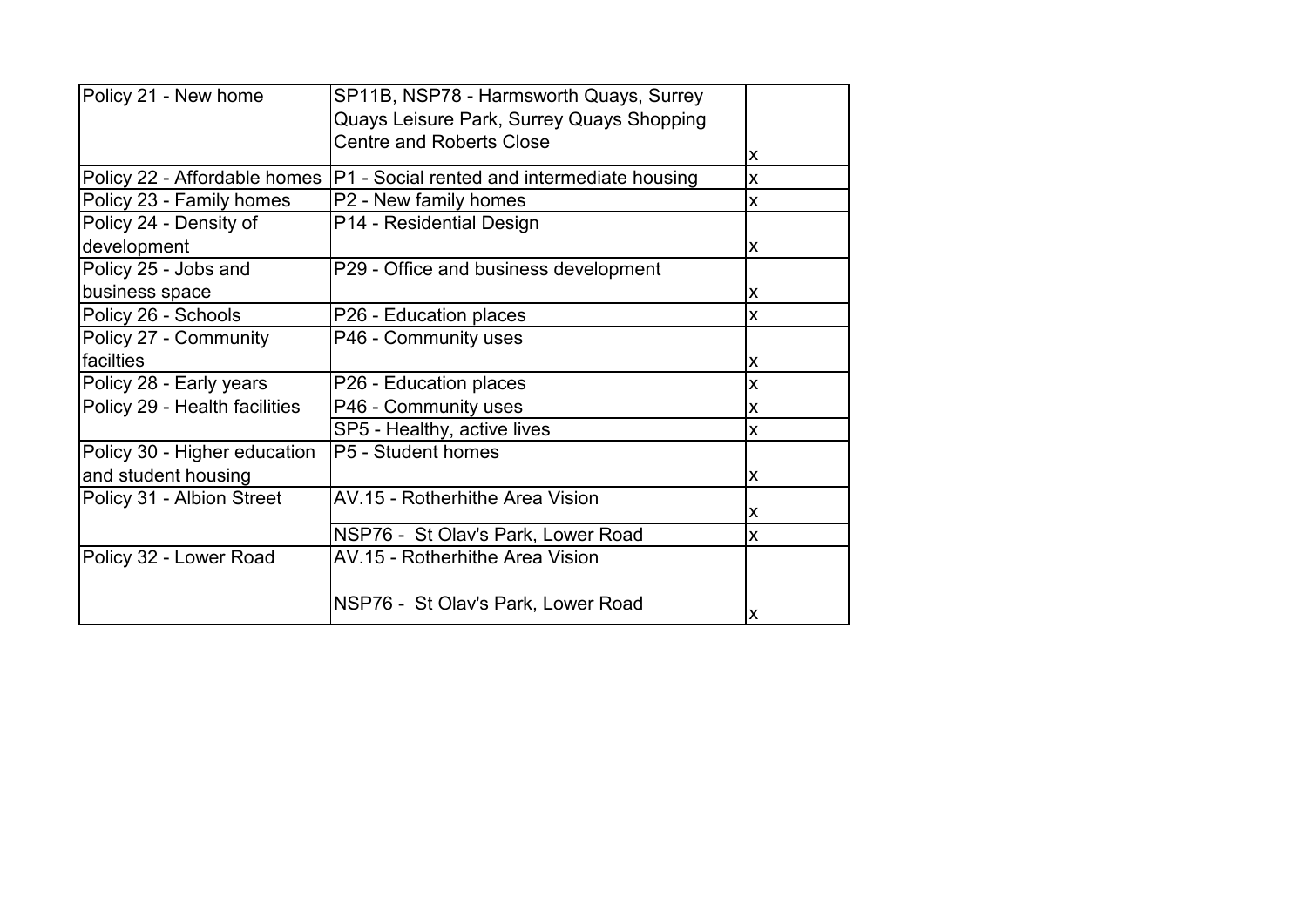| Policy 21 - New home | SP11B, NSP78 - Harmsworth Quays, Surrey Quays Leisure Park, Surrey Quays Shopping Centre and Roberts Close | x |
|---|---|---|
| Policy 22 - Affordable homes | P1 - Social rented and intermediate housing | x |
| Policy 23 - Family homes | P2 - New family homes | x |
| Policy 24 - Density of development | P14 - Residential Design | x |
| Policy 25 - Jobs and business space | P29 - Office and business development | x |
| Policy 26 - Schools | P26 - Education places | x |
| Policy 27 - Community facilties | P46 - Community uses | x |
| Policy 28 - Early years | P26 - Education places | x |
| Policy 29 - Health facilities | P46 - Community uses | x |
| | SP5 - Healthy, active lives | x |
| Policy 30 - Higher education and student housing | P5 - Student homes | x |
| Policy 31 - Albion Street | AV.15 - Rotherhithe Area Vision | x |
| | NSP76 - St Olav's Park, Lower Road | x |
| Policy 32 - Lower Road | AV.15 - Rotherhithe Area Vision<br><br>NSP76 - St Olav's Park, Lower Road | x |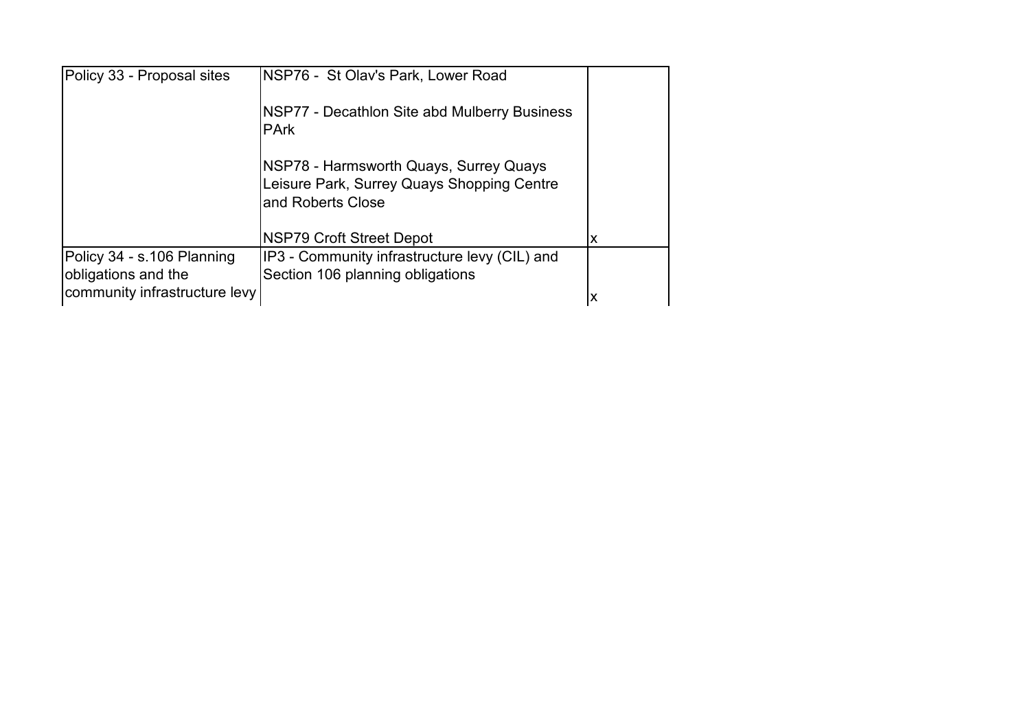| | | |
|---|---|---|
| Policy 33 - Proposal sites | NSP76 - St Olav's Park, Lower Road<br><br>NSP77 - Decathlon Site abd Mulberry Business PArk<br><br>NSP78 - Harmsworth Quays, Surrey Quays Leisure Park, Surrey Quays Shopping Centre and Roberts Close<br><br>NSP79 Croft Street Depot | x |
| Policy 34 - s.106 Planning obligations and the community infrastructure levy | IP3 - Community infrastructure levy (CIL) and Section 106 planning obligations | x |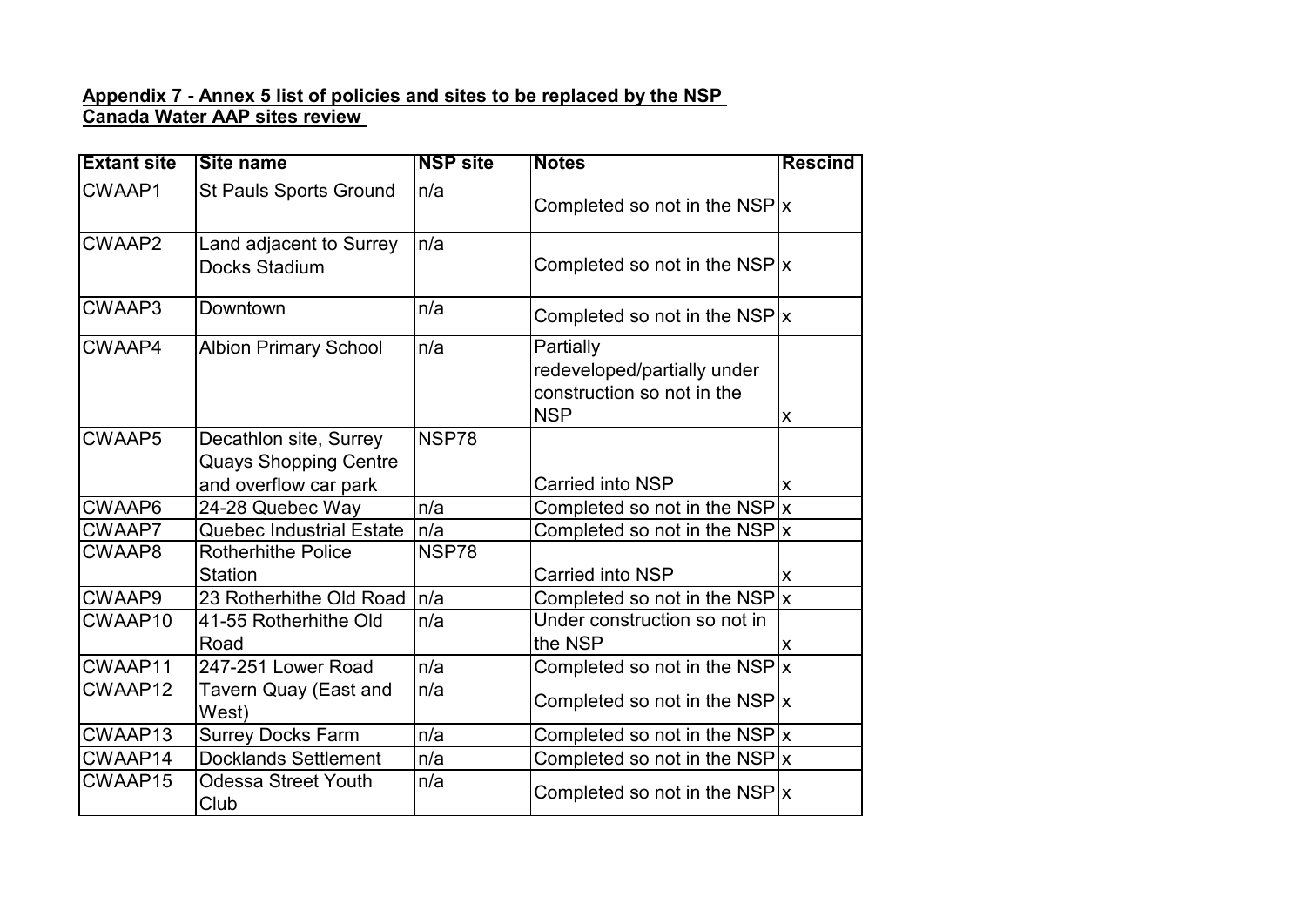**Appendix 7 - Annex 5 list of policies and sites to be replaced by the NSP**
**Canada Water AAP sites review**

| Extant site | Site name | NSP site | Notes | Rescind |
|---|---|---|---|---|
| CWAAP1 | St Pauls Sports Ground | n/a | Completed so not in the NSP | x |
| CWAAP2 | Land adjacent to Surrey Docks Stadium | n/a | Completed so not in the NSP | x |
| CWAAP3 | Downtown | n/a | Completed so not in the NSP | x |
| CWAAP4 | Albion Primary School | n/a | Partially redeveloped/partially under construction so not in the NSP | x |
| CWAAP5 | Decathlon site, Surrey Quays Shopping Centre and overflow car park | NSP78 | Carried into NSP | x |
| CWAAP6 | 24-28 Quebec Way | n/a | Completed so not in the NSP | x |
| CWAAP7 | Quebec Industrial Estate | n/a | Completed so not in the NSP | x |
| CWAAP8 | Rotherhithe Police Station | NSP78 | Carried into NSP | x |
| CWAAP9 | 23 Rotherhithe Old Road | n/a | Completed so not in the NSP | x |
| CWAAP10 | 41-55 Rotherhithe Old Road | n/a | Under construction so not in the NSP | x |
| CWAAP11 | 247-251 Lower Road | n/a | Completed so not in the NSP | x |
| CWAAP12 | Tavern Quay (East and West) | n/a | Completed so not in the NSP | x |
| CWAAP13 | Surrey Docks Farm | n/a | Completed so not in the NSP | x |
| CWAAP14 | Docklands Settlement | n/a | Completed so not in the NSP | x |
| CWAAP15 | Odessa Street Youth Club | n/a | Completed so not in the NSP | x |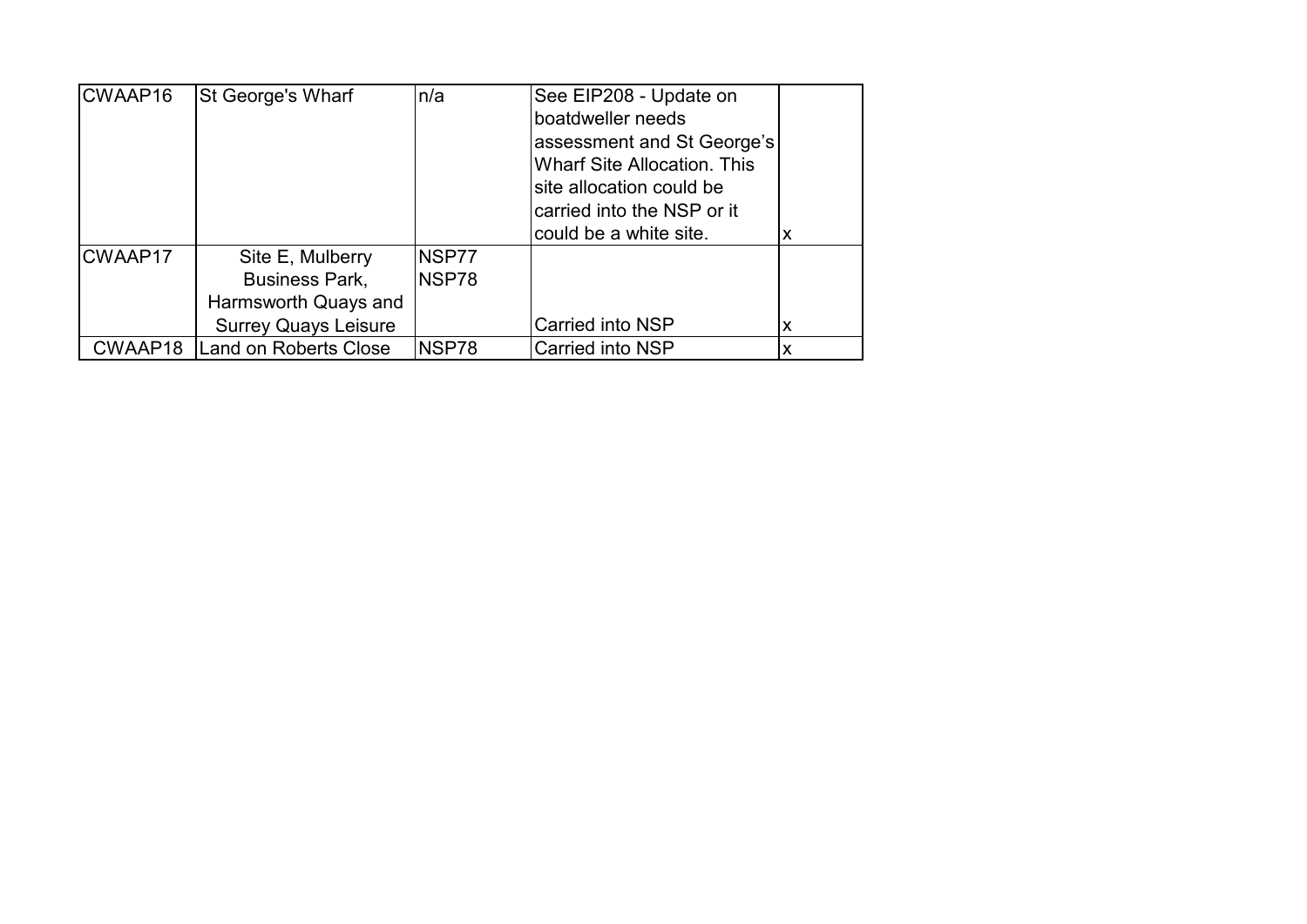| | | | | |
|---|---|---|---|---|
| CWAAP16 | St George's Wharf | n/a | See EIP208 - Update on boatdweller needs assessment and St George's Wharf Site Allocation. This site allocation could be carried into the NSP or it could be a white site. | x |
| CWAAP17 | Site E, Mulberry Business Park, Harmsworth Quays and Surrey Quays Leisure | NSP77 NSP78 | Carried into NSP | x |
| CWAAP18 | Land on Roberts Close | NSP78 | Carried into NSP | x |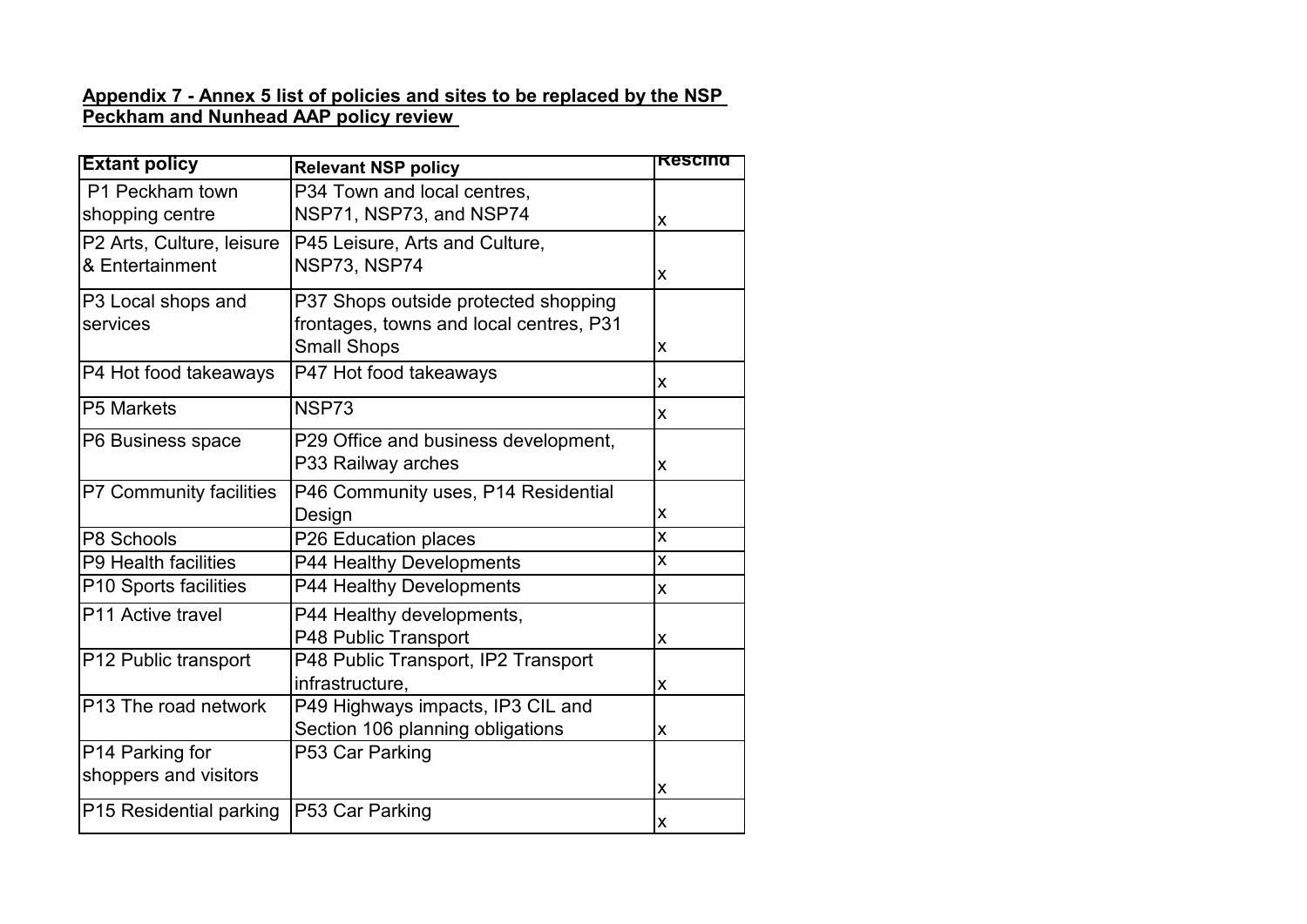**Appendix 7 - Annex 5 list of policies and sites to be replaced by the NSP**
**Peckham and Nunhead AAP policy review**

| Extant policy | Relevant NSP policy | Rescind |
|---|---|---|
| P1 Peckham town shopping centre | P34 Town and local centres, NSP71, NSP73, and NSP74 | x |
| P2 Arts, Culture, leisure & Entertainment | P45 Leisure, Arts and Culture, NSP73, NSP74 | x |
| P3 Local shops and services | P37 Shops outside protected shopping frontages, towns and local centres, P31 Small Shops | x |
| P4 Hot food takeaways | P47 Hot food takeaways | x |
| P5 Markets | NSP73 | x |
| P6 Business space | P29 Office and business development, P33 Railway arches | x |
| P7 Community facilities | P46 Community uses, P14 Residential Design | x |
| P8 Schools | P26 Education places | x |
| P9 Health facilities | P44 Healthy Developments | x |
| P10 Sports facilities | P44 Healthy Developments | x |
| P11 Active travel | P44 Healthy developments, P48 Public Transport | x |
| P12 Public transport | P48 Public Transport, IP2 Transport infrastructure, | x |
| P13 The road network | P49 Highways impacts, IP3 CIL and Section 106 planning obligations | x |
| P14 Parking for shoppers and visitors | P53 Car Parking | x |
| P15 Residential parking | P53 Car Parking | x |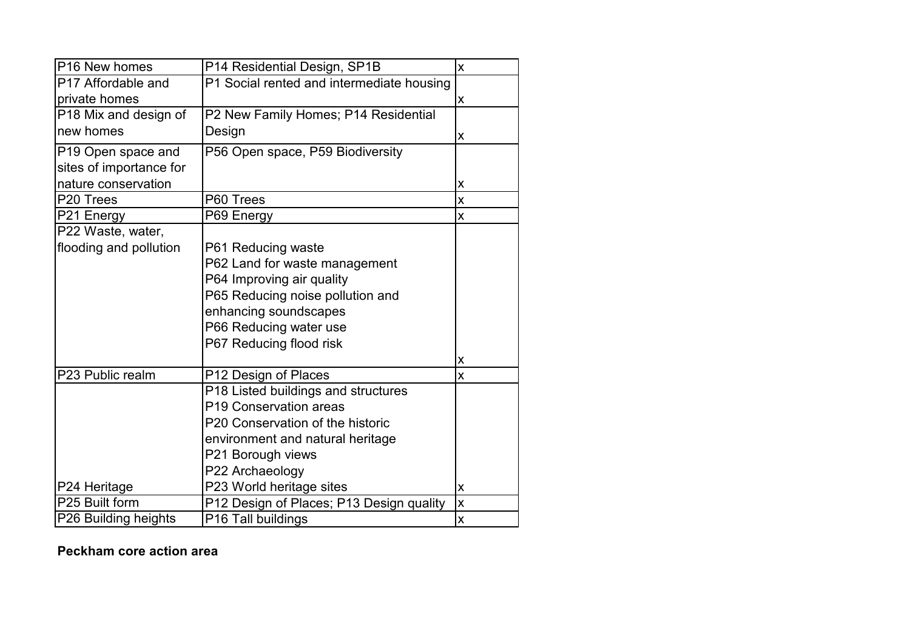| P16 New homes | P14 Residential Design, SP1B | x |
|---|---|---|
| P17 Affordable and private homes | P1 Social rented and intermediate housing | x |
| P18 Mix and design of new homes | P2 New Family Homes; P14 Residential Design | x |
| P19 Open space and sites of importance for nature conservation | P56 Open space, P59 Biodiversity | x |
| P20 Trees | P60 Trees | x |
| P21 Energy | P69 Energy | x |
| P22 Waste, water, flooding and pollution | P61 Reducing waste<br>P62 Land for waste management<br>P64 Improving air quality<br>P65 Reducing noise pollution and enhancing soundscapes<br>P66 Reducing water use<br>P67 Reducing flood risk | x |
| P23 Public realm | P12 Design of Places | x |
| P24 Heritage | P18 Listed buildings and structures<br>P19 Conservation areas<br>P20 Conservation of the historic environment and natural heritage<br>P21 Borough views<br>P22 Archaeology<br>P23 World heritage sites | x |
| P25 Built form | P12 Design of Places; P13 Design quality | x |
| P26 Building heights | P16 Tall buildings | x |

**Peckham core action area**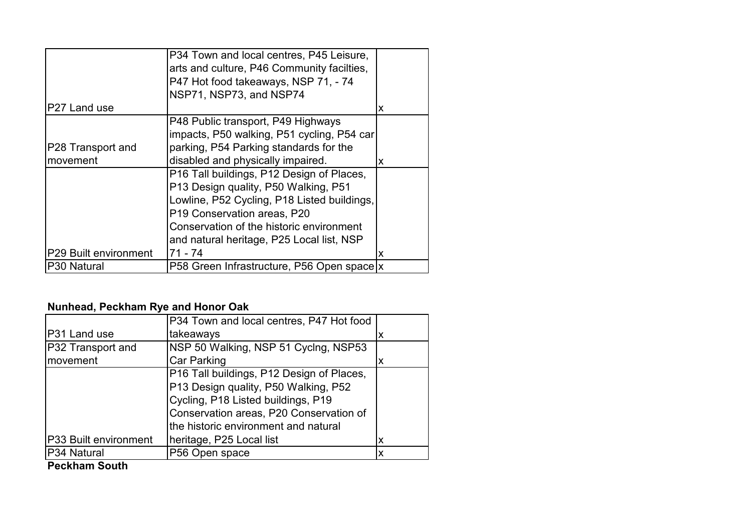| | | |
|---|---|---|
| P27 Land use | P34 Town and local centres, P45 Leisure, arts and culture, P46 Community facilties, P47 Hot food takeaways, NSP 71, - 74 NSP71, NSP73, and NSP74 | x |
| P28 Transport and movement | P48 Public transport, P49 Highways impacts, P50 walking, P51 cycling, P54 car parking, P54 Parking standards for the disabled and physically impaired. | x |
| P29 Built environment | P16 Tall buildings, P12 Design of Places, P13 Design quality, P50 Walking, P51 Lowline, P52 Cycling, P18 Listed buildings, P19 Conservation areas, P20 Conservation of the historic environment and natural heritage, P25 Local list, NSP 71 - 74 | x |
| P30 Natural | P58 Green Infrastructure, P56 Open space | x |

**Nunhead, Peckham Rye and Honor Oak**

| | | |
|---|---|---|
| P31 Land use | P34 Town and local centres, P47 Hot food takeaways | x |
| P32 Transport and movement | NSP 50 Walking, NSP 51 Cyclng, NSP53 Car Parking | x |
| P33 Built environment | P16 Tall buildings, P12 Design of Places, P13 Design quality, P50 Walking, P52 Cycling, P18 Listed buildings, P19 Conservation areas, P20 Conservation of the historic environment and natural heritage, P25 Local list | x |
| P34 Natural | P56 Open space | x |

**Peckham South**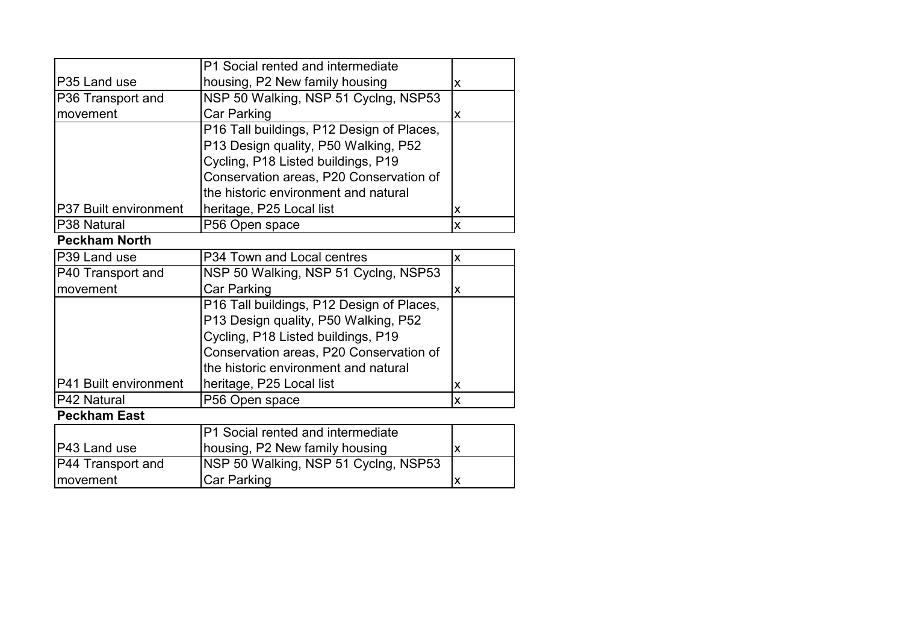| | | |
|---|---|---|
| P35 Land use | P1 Social rented and intermediate housing, P2 New family housing | x |
| P36 Transport and movement | NSP 50 Walking, NSP 51 Cyclng, NSP53 Car Parking | x |
| P37 Built environment | P16 Tall buildings, P12 Design of Places, P13 Design quality, P50 Walking, P52 Cycling, P18 Listed buildings, P19 Conservation areas, P20 Conservation of the historic environment and natural heritage, P25 Local list | x |
| P38 Natural | P56 Open space | x |

**Peckham North**

| | | |
|---|---|---|
| P39 Land use | P34 Town and Local centres | x |
| P40 Transport and movement | NSP 50 Walking, NSP 51 Cyclng, NSP53 Car Parking | x |
| P41 Built environment | P16 Tall buildings, P12 Design of Places, P13 Design quality, P50 Walking, P52 Cycling, P18 Listed buildings, P19 Conservation areas, P20 Conservation of the historic environment and natural heritage, P25 Local list | x |
| P42 Natural | P56 Open space | x |

**Peckham East**

| | | |
|---|---|---|
| P43 Land use | P1 Social rented and intermediate housing, P2 New family housing | x |
| P44 Transport and movement | NSP 50 Walking, NSP 51 Cyclng, NSP53 Car Parking | x |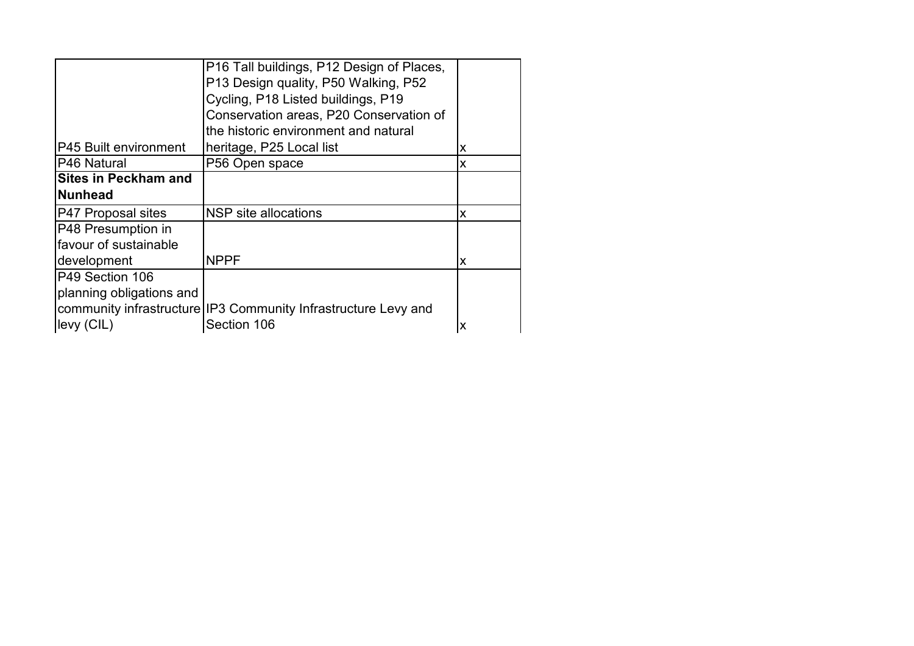| | | |
|---|---|---|
| P45 Built environment | P16 Tall buildings, P12 Design of Places, P13 Design quality, P50 Walking, P52 Cycling, P18 Listed buildings, P19 Conservation areas, P20 Conservation of the historic environment and natural heritage, P25 Local list | x |
| P46 Natural | P56 Open space | x |
| **Sites in Peckham and Nunhead** | | |
| P47 Proposal sites | NSP site allocations | x |
| P48 Presumption in favour of sustainable development | NPPF | x |
| P49 Section 106 planning obligations and community infrastructure levy (CIL) | IP3 Community Infrastructure Levy and Section 106 | x |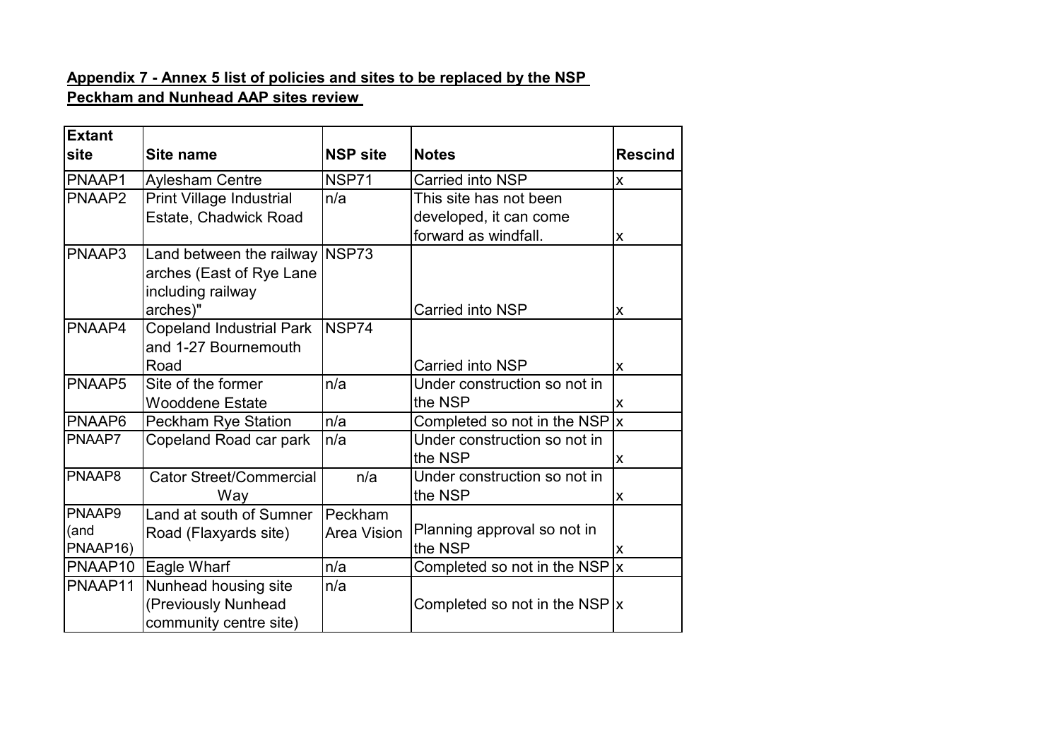**Appendix 7 - Annex 5 list of policies and sites to be replaced by the NSP**
**Peckham and Nunhead AAP sites review**

| Extant site | Site name | NSP site | Notes | Rescind |
|---|---|---|---|---|
| PNAAP1 | Aylesham Centre | NSP71 | Carried into NSP | x |
| PNAAP2 | Print Village Industrial Estate, Chadwick Road | n/a | This site has not been developed, it can come forward as windfall. | x |
| PNAAP3 | Land between the railway arches (East of Rye Lane including railway arches)" | NSP73 | Carried into NSP | x |
| PNAAP4 | Copeland Industrial Park and 1-27 Bournemouth Road | NSP74 | Carried into NSP | x |
| PNAAP5 | Site of the former Wooddene Estate | n/a | Under construction so not in the NSP | x |
| PNAAP6 | Peckham Rye Station | n/a | Completed so not in the NSP | x |
| PNAAP7 | Copeland Road car park | n/a | Under construction so not in the NSP | x |
| PNAAP8 | Cator Street/Commercial Way | n/a | Under construction so not in the NSP | x |
| PNAAP9 (and PNAAP16) | Land at south of Sumner Road (Flaxyards site) | Peckham Area Vision | Planning approval so not in the NSP | x |
| PNAAP10 | Eagle Wharf | n/a | Completed so not in the NSP | x |
| PNAAP11 | Nunhead housing site (Previously Nunhead community centre site) | n/a | Completed so not in the NSP | x |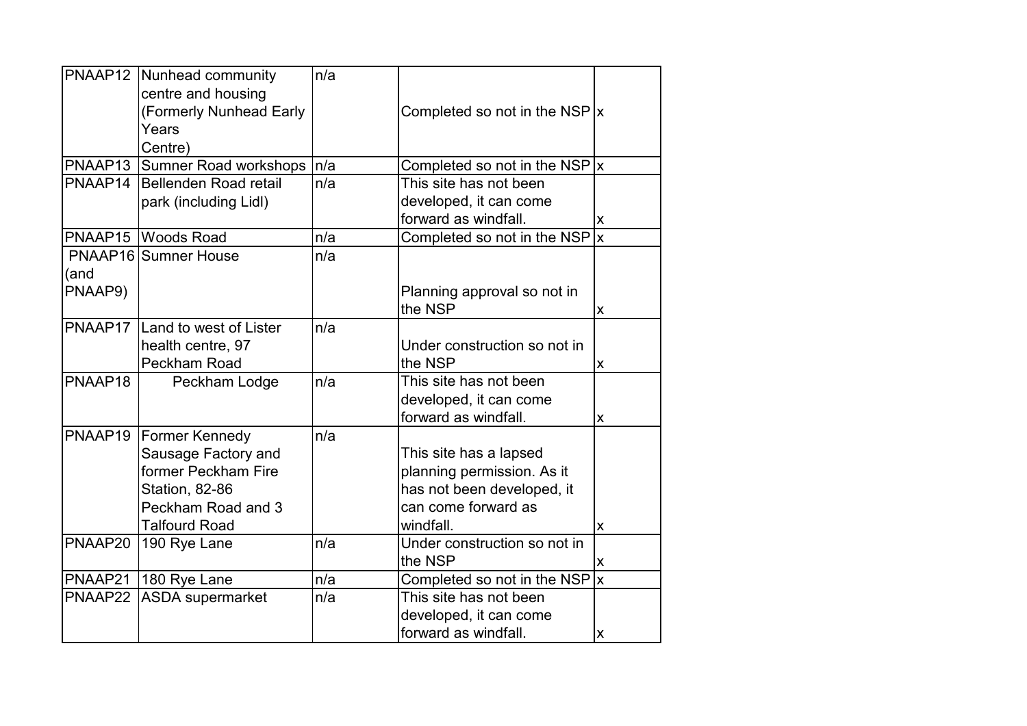| | | | | |
|---|---|---|---|---|
| PNAAP12 | Nunhead community centre and housing (Formerly Nunhead Early Years Centre) | n/a | Completed so not in the NSP | x |
| PNAAP13 | Sumner Road workshops | n/a | Completed so not in the NSP | x |
| PNAAP14 | Bellenden Road retail park (including Lidl) | n/a | This site has not been developed, it can come forward as windfall. | x |
| PNAAP15 | Woods Road | n/a | Completed so not in the NSP | x |
| PNAAP16 (and PNAAP9) | Sumner House | n/a | Planning approval so not in the NSP | x |
| PNAAP17 | Land to west of Lister health centre, 97 Peckham Road | n/a | Under construction so not in the NSP | x |
| PNAAP18 | Peckham Lodge | n/a | This site has not been developed, it can come forward as windfall. | x |
| PNAAP19 | Former Kennedy Sausage Factory and former Peckham Fire Station, 82-86 Peckham Road and 3 Talfourd Road | n/a | This site has a lapsed planning permission. As it has not been developed, it can come forward as windfall. | x |
| PNAAP20 | 190 Rye Lane | n/a | Under construction so not in the NSP | x |
| PNAAP21 | 180 Rye Lane | n/a | Completed so not in the NSP | x |
| PNAAP22 | ASDA supermarket | n/a | This site has not been developed, it can come forward as windfall. | x |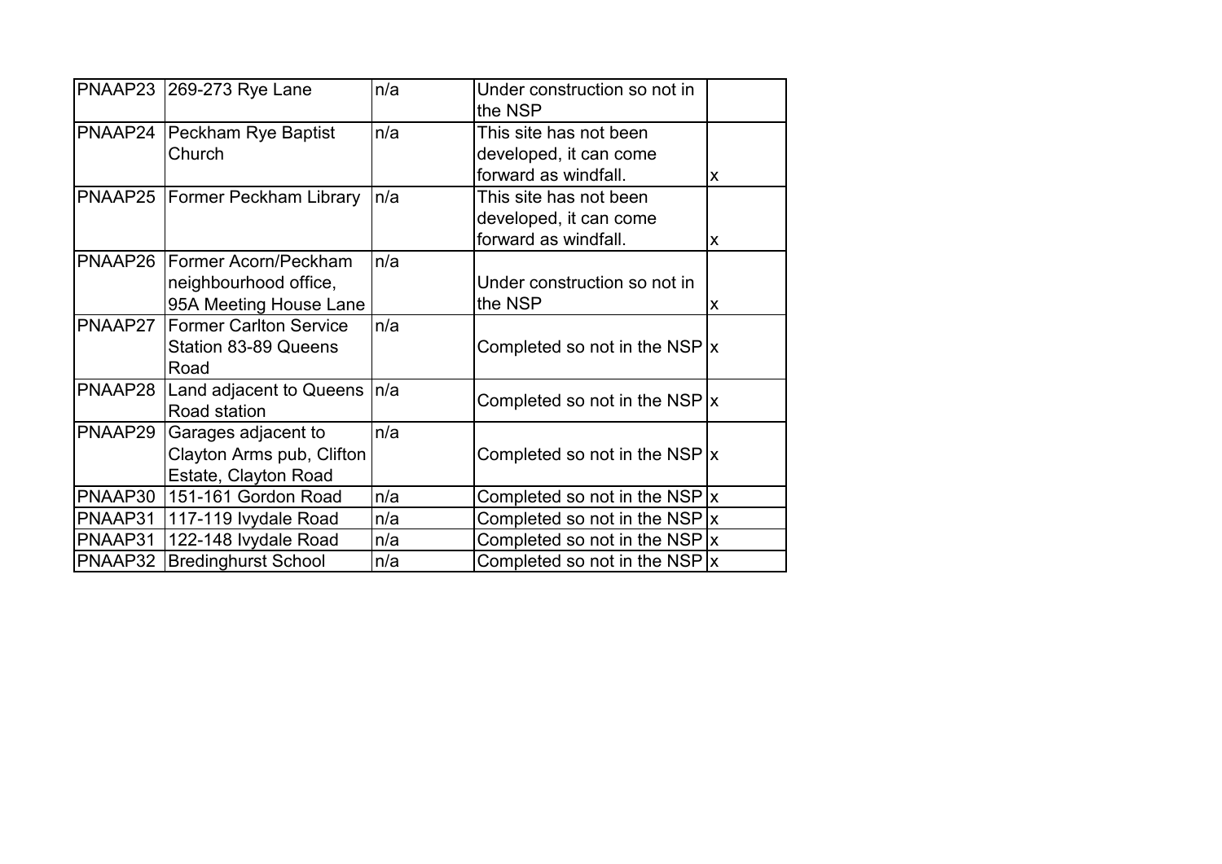| | | | | |
|---|---|---|---|---|
| PNAAP23 | 269-273 Rye Lane | n/a | Under construction so not in the NSP | |
| PNAAP24 | Peckham Rye Baptist Church | n/a | This site has not been developed, it can come forward as windfall. | x |
| PNAAP25 | Former Peckham Library | n/a | This site has not been developed, it can come forward as windfall. | x |
| PNAAP26 | Former Acorn/Peckham neighbourhood office, 95A Meeting House Lane | n/a | Under construction so not in the NSP | x |
| PNAAP27 | Former Carlton Service Station 83-89 Queens Road | n/a | Completed so not in the NSP | x |
| PNAAP28 | Land adjacent to Queens Road station | n/a | Completed so not in the NSP | x |
| PNAAP29 | Garages adjacent to Clayton Arms pub, Clifton Estate, Clayton Road | n/a | Completed so not in the NSP | x |
| PNAAP30 | 151-161 Gordon Road | n/a | Completed so not in the NSP | x |
| PNAAP31 | 117-119 Ivydale Road | n/a | Completed so not in the NSP | x |
| PNAAP31 | 122-148 Ivydale Road | n/a | Completed so not in the NSP | x |
| PNAAP32 | Bredinghurst School | n/a | Completed so not in the NSP | x |